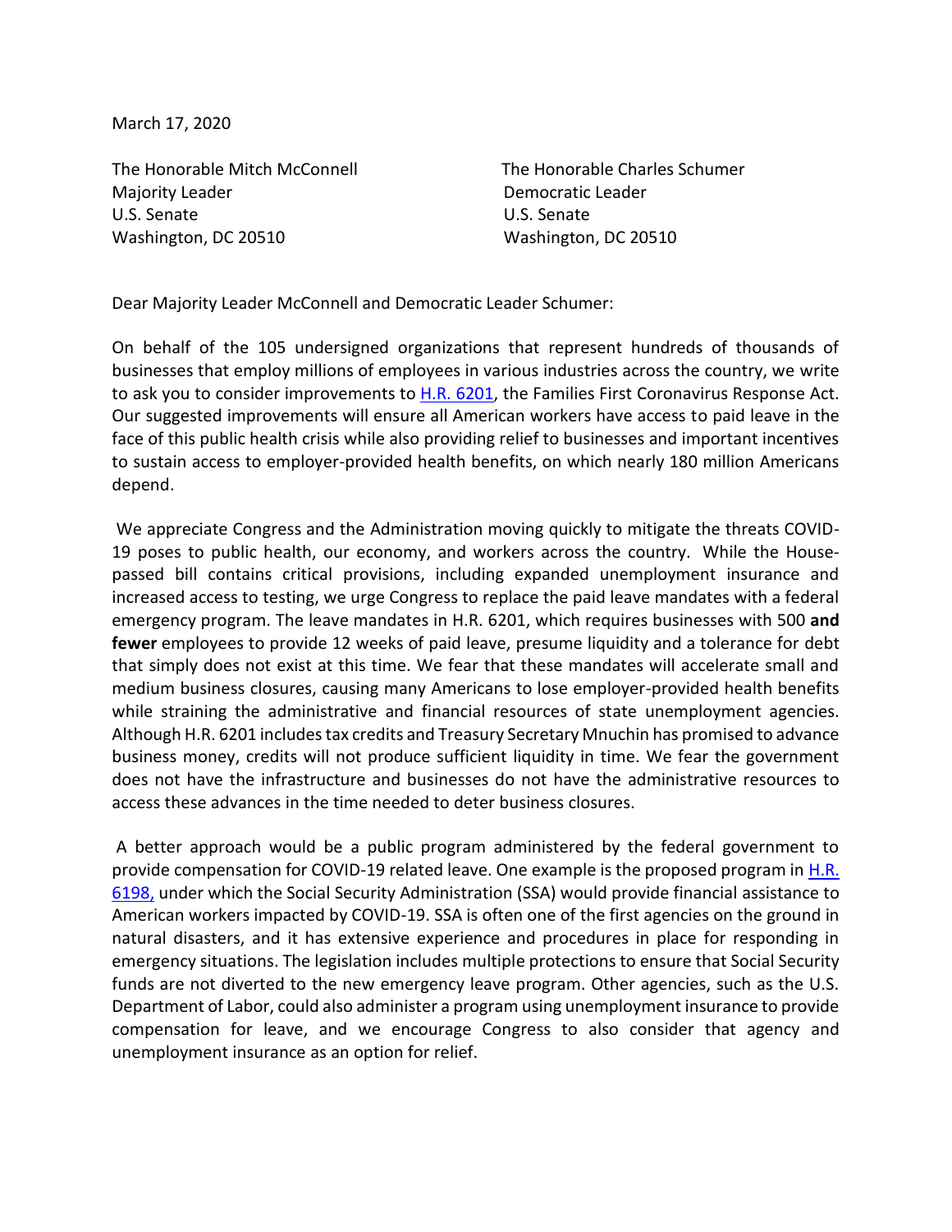March 17, 2020

The Honorable Mitch McConnell
Majority Leader
U.S. Senate
Washington, DC 20510

The Honorable Charles Schumer
Democratic Leader
U.S. Senate
Washington, DC 20510

Dear Majority Leader McConnell and Democratic Leader Schumer:

On behalf of the 105 undersigned organizations that represent hundreds of thousands of businesses that employ millions of employees in various industries across the country, we write to ask you to consider improvements to H.R. 6201, the Families First Coronavirus Response Act. Our suggested improvements will ensure all American workers have access to paid leave in the face of this public health crisis while also providing relief to businesses and important incentives to sustain access to employer-provided health benefits, on which nearly 180 million Americans depend.

We appreciate Congress and the Administration moving quickly to mitigate the threats COVID-19 poses to public health, our economy, and workers across the country. While the House-passed bill contains critical provisions, including expanded unemployment insurance and increased access to testing, we urge Congress to replace the paid leave mandates with a federal emergency program. The leave mandates in H.R. 6201, which requires businesses with 500 **and fewer** employees to provide 12 weeks of paid leave, presume liquidity and a tolerance for debt that simply does not exist at this time. We fear that these mandates will accelerate small and medium business closures, causing many Americans to lose employer-provided health benefits while straining the administrative and financial resources of state unemployment agencies. Although H.R. 6201 includes tax credits and Treasury Secretary Mnuchin has promised to advance business money, credits will not produce sufficient liquidity in time. We fear the government does not have the infrastructure and businesses do not have the administrative resources to access these advances in the time needed to deter business closures.

A better approach would be a public program administered by the federal government to provide compensation for COVID-19 related leave. One example is the proposed program in H.R. 6198, under which the Social Security Administration (SSA) would provide financial assistance to American workers impacted by COVID-19. SSA is often one of the first agencies on the ground in natural disasters, and it has extensive experience and procedures in place for responding in emergency situations. The legislation includes multiple protections to ensure that Social Security funds are not diverted to the new emergency leave program. Other agencies, such as the U.S. Department of Labor, could also administer a program using unemployment insurance to provide compensation for leave, and we encourage Congress to also consider that agency and unemployment insurance as an option for relief.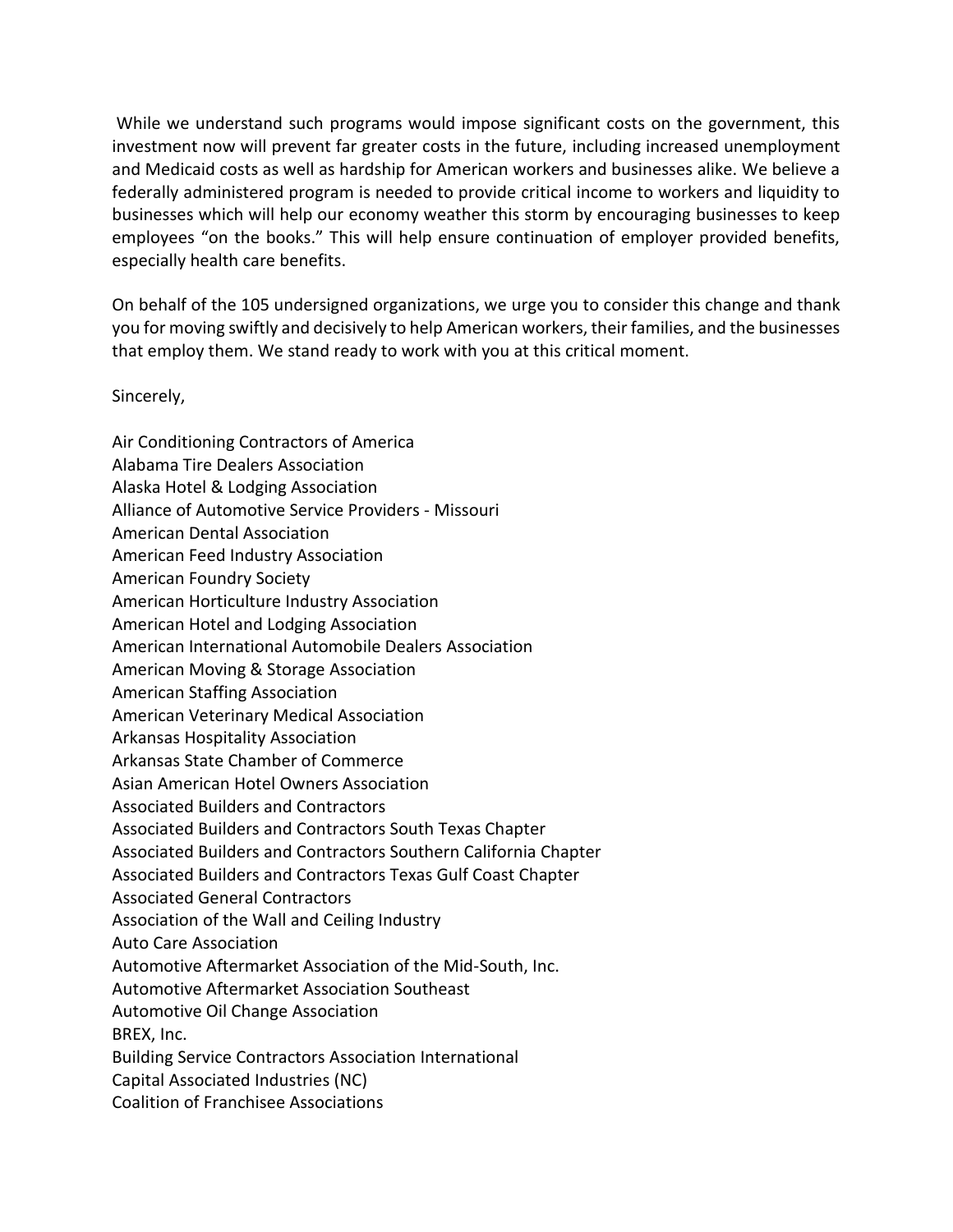While we understand such programs would impose significant costs on the government, this investment now will prevent far greater costs in the future, including increased unemployment and Medicaid costs as well as hardship for American workers and businesses alike. We believe a federally administered program is needed to provide critical income to workers and liquidity to businesses which will help our economy weather this storm by encouraging businesses to keep employees "on the books." This will help ensure continuation of employer provided benefits, especially health care benefits.

On behalf of the 105 undersigned organizations, we urge you to consider this change and thank you for moving swiftly and decisively to help American workers, their families, and the businesses that employ them. We stand ready to work with you at this critical moment.

Sincerely,

Air Conditioning Contractors of America  
Alabama Tire Dealers Association  
Alaska Hotel & Lodging Association  
Alliance of Automotive Service Providers - Missouri  
American Dental Association  
American Feed Industry Association  
American Foundry Society  
American Horticulture Industry Association  
American Hotel and Lodging Association  
American International Automobile Dealers Association  
American Moving & Storage Association  
American Staffing Association  
American Veterinary Medical Association  
Arkansas Hospitality Association  
Arkansas State Chamber of Commerce  
Asian American Hotel Owners Association  
Associated Builders and Contractors  
Associated Builders and Contractors South Texas Chapter  
Associated Builders and Contractors Southern California Chapter  
Associated Builders and Contractors Texas Gulf Coast Chapter  
Associated General Contractors  
Association of the Wall and Ceiling Industry  
Auto Care Association  
Automotive Aftermarket Association of the Mid-South, Inc.  
Automotive Aftermarket Association Southeast  
Automotive Oil Change Association  
BREX, Inc.  
Building Service Contractors Association International  
Capital Associated Industries (NC)  
Coalition of Franchisee Associations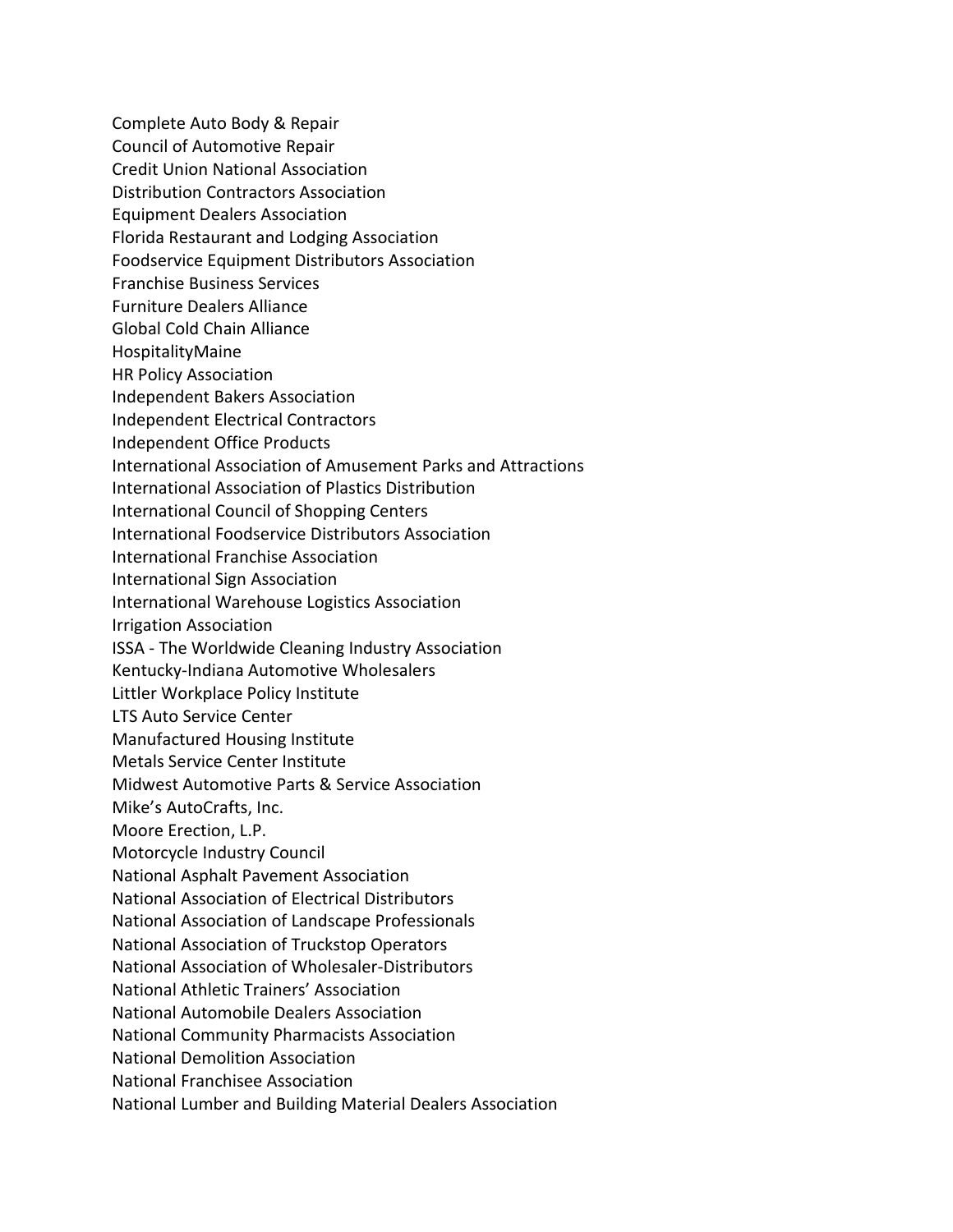Complete Auto Body & Repair
Council of Automotive Repair
Credit Union National Association
Distribution Contractors Association
Equipment Dealers Association
Florida Restaurant and Lodging Association
Foodservice Equipment Distributors Association
Franchise Business Services
Furniture Dealers Alliance
Global Cold Chain Alliance
HospitalityMaine
HR Policy Association
Independent Bakers Association
Independent Electrical Contractors
Independent Office Products
International Association of Amusement Parks and Attractions
International Association of Plastics Distribution
International Council of Shopping Centers
International Foodservice Distributors Association
International Franchise Association
International Sign Association
International Warehouse Logistics Association
Irrigation Association
ISSA - The Worldwide Cleaning Industry Association
Kentucky-Indiana Automotive Wholesalers
Littler Workplace Policy Institute
LTS Auto Service Center
Manufactured Housing Institute
Metals Service Center Institute
Midwest Automotive Parts & Service Association
Mike's AutoCrafts, Inc.
Moore Erection, L.P.
Motorcycle Industry Council
National Asphalt Pavement Association
National Association of Electrical Distributors
National Association of Landscape Professionals
National Association of Truckstop Operators
National Association of Wholesaler-Distributors
National Athletic Trainers' Association
National Automobile Dealers Association
National Community Pharmacists Association
National Demolition Association
National Franchisee Association
National Lumber and Building Material Dealers Association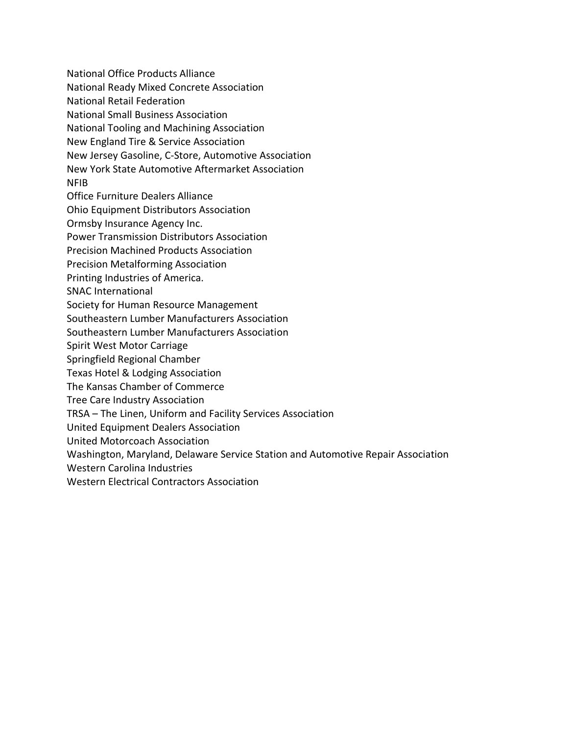National Office Products Alliance
National Ready Mixed Concrete Association
National Retail Federation
National Small Business Association
National Tooling and Machining Association
New England Tire & Service Association
New Jersey Gasoline, C-Store, Automotive Association
New York State Automotive Aftermarket Association
NFIB
Office Furniture Dealers Alliance
Ohio Equipment Distributors Association
Ormsby Insurance Agency Inc.
Power Transmission Distributors Association
Precision Machined Products Association
Precision Metalforming Association
Printing Industries of America.
SNAC International
Society for Human Resource Management
Southeastern Lumber Manufacturers Association
Southeastern Lumber Manufacturers Association
Spirit West Motor Carriage
Springfield Regional Chamber
Texas Hotel & Lodging Association
The Kansas Chamber of Commerce
Tree Care Industry Association
TRSA – The Linen, Uniform and Facility Services Association
United Equipment Dealers Association
United Motorcoach Association
Washington, Maryland, Delaware Service Station and Automotive Repair Association
Western Carolina Industries
Western Electrical Contractors Association